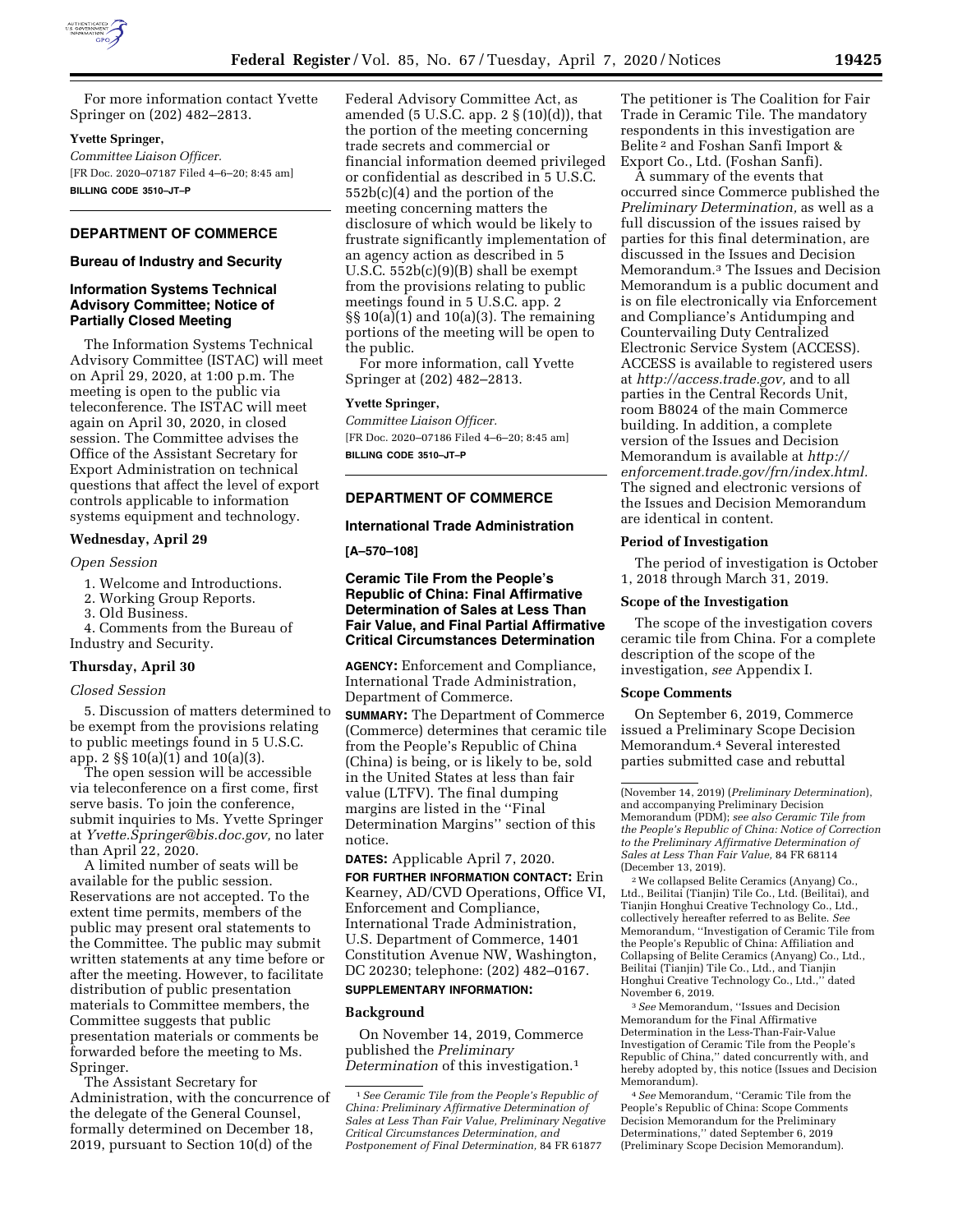For more information contact Yvette Springer on (202) 482–2813.

**Yvette Springer,**

*Committee Liaison Officer.*

[FR Doc. 2020–07187 Filed 4–6–20; 8:45 am]

**BILLING CODE 3510–JT–P**

## DEPARTMENT OF COMMERCE

### Bureau of Industry and Security

### Information Systems Technical Advisory Committee; Notice of Partially Closed Meeting

The Information Systems Technical Advisory Committee (ISTAC) will meet on April 29, 2020, at 1:00 p.m. The meeting is open to the public via teleconference. The ISTAC will meet again on April 30, 2020, in closed session. The Committee advises the Office of the Assistant Secretary for Export Administration on technical questions that affect the level of export controls applicable to information systems equipment and technology.

#### Wednesday, April 29

*Open Session*

1. Welcome and Introductions.
2. Working Group Reports.
3. Old Business.
4. Comments from the Bureau of Industry and Security.

#### Thursday, April 30

*Closed Session*

5. Discussion of matters determined to be exempt from the provisions relating to public meetings found in 5 U.S.C. app. 2 §§ 10(a)(1) and 10(a)(3).

The open session will be accessible via teleconference on a first come, first serve basis. To join the conference, submit inquiries to Ms. Yvette Springer at *Yvette.Springer@bis.doc.gov,* no later than April 22, 2020.

A limited number of seats will be available for the public session. Reservations are not accepted. To the extent time permits, members of the public may present oral statements to the Committee. The public may submit written statements at any time before or after the meeting. However, to facilitate distribution of public presentation materials to Committee members, the Committee suggests that public presentation materials or comments be forwarded before the meeting to Ms. Springer.

The Assistant Secretary for Administration, with the concurrence of the delegate of the General Counsel, formally determined on December 18, 2019, pursuant to Section 10(d) of the Federal Advisory Committee Act, as amended (5 U.S.C. app. 2 § (10)(d)), that the portion of the meeting concerning trade secrets and commercial or financial information deemed privileged or confidential as described in 5 U.S.C. 552b(c)(4) and the portion of the meeting concerning matters the disclosure of which would be likely to frustrate significantly implementation of an agency action as described in 5 U.S.C. 552b(c)(9)(B) shall be exempt from the provisions relating to public meetings found in 5 U.S.C. app. 2 §§ 10(a)(1) and 10(a)(3). The remaining portions of the meeting will be open to the public.

For more information, call Yvette Springer at (202) 482–2813.

**Yvette Springer,**

*Committee Liaison Officer.*

[FR Doc. 2020–07186 Filed 4–6–20; 8:45 am]

**BILLING CODE 3510–JT–P**

## DEPARTMENT OF COMMERCE

### International Trade Administration

**[A–570–108]**

### Ceramic Tile From the People's Republic of China: Final Affirmative Determination of Sales at Less Than Fair Value, and Final Partial Affirmative Critical Circumstances Determination

**AGENCY:** Enforcement and Compliance, International Trade Administration, Department of Commerce.

**SUMMARY:** The Department of Commerce (Commerce) determines that ceramic tile from the People's Republic of China (China) is being, or is likely to be, sold in the United States at less than fair value (LTFV). The final dumping margins are listed in the "Final Determination Margins" section of this notice.

**DATES:** Applicable April 7, 2020.

**FOR FURTHER INFORMATION CONTACT:** Erin Kearney, AD/CVD Operations, Office VI, Enforcement and Compliance, International Trade Administration, U.S. Department of Commerce, 1401 Constitution Avenue NW, Washington, DC 20230; telephone: (202) 482–0167.

**SUPPLEMENTARY INFORMATION:**

#### Background

On November 14, 2019, Commerce published the *Preliminary Determination* of this investigation.[1] The petitioner is The Coalition for Fair Trade in Ceramic Tile. The mandatory respondents in this investigation are Belite[2] and Foshan Sanfi Import & Export Co., Ltd. (Foshan Sanfi).

A summary of the events that occurred since Commerce published the *Preliminary Determination,* as well as a full discussion of the issues raised by parties for this final determination, are discussed in the Issues and Decision Memorandum.[3] The Issues and Decision Memorandum is a public document and is on file electronically via Enforcement and Compliance's Antidumping and Countervailing Duty Centralized Electronic Service System (ACCESS). ACCESS is available to registered users at *http://access.trade.gov,* and to all parties in the Central Records Unit, room B8024 of the main Commerce building. In addition, a complete version of the Issues and Decision Memorandum is available at *http://enforcement.trade.gov/frn/index.html.* The signed and electronic versions of the Issues and Decision Memorandum are identical in content.

#### Period of Investigation

The period of investigation is October 1, 2018 through March 31, 2019.

#### Scope of the Investigation

The scope of the investigation covers ceramic tile from China. For a complete description of the scope of the investigation, *see* Appendix I.

#### Scope Comments

On September 6, 2019, Commerce issued a Preliminary Scope Decision Memorandum.[4] Several interested parties submitted case and rebuttal

---

[1] *See Ceramic Tile from the People's Republic of China: Preliminary Affirmative Determination of Sales at Less Than Fair Value, Preliminary Negative Critical Circumstances Determination, and Postponement of Final Determination,* 84 FR 61877 (November 14, 2019) (*Preliminary Determination*), and accompanying Preliminary Decision Memorandum (PDM); *see also Ceramic Tile from the People's Republic of China: Notice of Correction to the Preliminary Affirmative Determination of Sales at Less Than Fair Value,* 84 FR 68114 (December 13, 2019).

[2] We collapsed Belite Ceramics (Anyang) Co., Ltd., Beilitai (Tianjin) Tile Co., Ltd. (Beilitai), and Tianjin Honghui Creative Technology Co., Ltd., collectively hereafter referred to as Belite. *See* Memorandum, "Investigation of Ceramic Tile from the People's Republic of China: Affiliation and Collapsing of Belite Ceramics (Anyang) Co., Ltd., Beilitai (Tianjin) Tile Co., Ltd., and Tianjin Honghui Creative Technology Co., Ltd.," dated November 6, 2019.

[3] *See* Memorandum, "Issues and Decision Memorandum for the Final Affirmative Determination in the Less-Than-Fair-Value Investigation of Ceramic Tile from the People's Republic of China," dated concurrently with, and hereby adopted by, this notice (Issues and Decision Memorandum).

[4] *See* Memorandum, "Ceramic Tile from the People's Republic of China: Scope Comments Decision Memorandum for the Preliminary Determinations," dated September 6, 2019 (Preliminary Scope Decision Memorandum).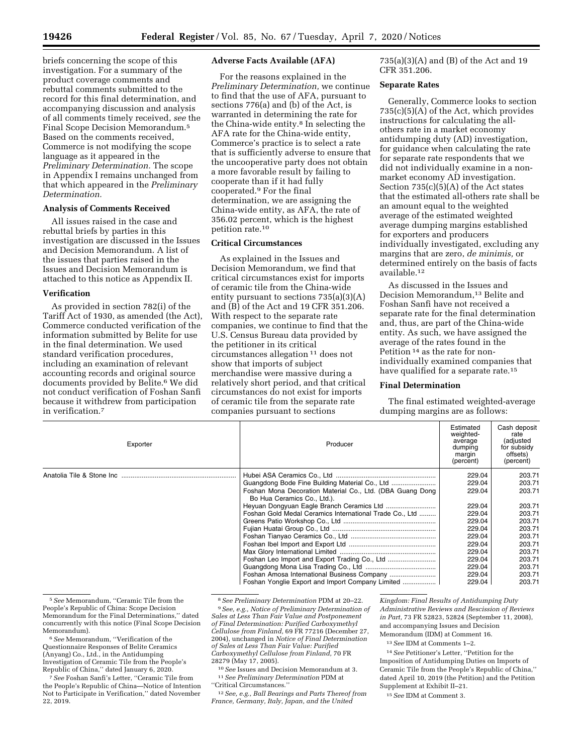briefs concerning the scope of this investigation. For a summary of the product coverage comments and rebuttal comments submitted to the record for this final determination, and accompanying discussion and analysis of all comments timely received, *see* the Final Scope Decision Memorandum.[5] Based on the comments received, Commerce is not modifying the scope language as it appeared in the *Preliminary Determination.* The scope in Appendix I remains unchanged from that which appeared in the *Preliminary Determination.*

### Analysis of Comments Received

All issues raised in the case and rebuttal briefs by parties in this investigation are discussed in the Issues and Decision Memorandum. A list of the issues that parties raised in the Issues and Decision Memorandum is attached to this notice as Appendix II.

### Verification

As provided in section 782(i) of the Tariff Act of 1930, as amended (the Act), Commerce conducted verification of the information submitted by Belite for use in the final determination. We used standard verification procedures, including an examination of relevant accounting records and original source documents provided by Belite.[6] We did not conduct verification of Foshan Sanfi because it withdrew from participation in verification.[7]

### Adverse Facts Available (AFA)

For the reasons explained in the *Preliminary Determination,* we continue to find that the use of AFA, pursuant to sections 776(a) and (b) of the Act, is warranted in determining the rate for the China-wide entity.[8] In selecting the AFA rate for the China-wide entity, Commerce's practice is to select a rate that is sufficiently adverse to ensure that the uncooperative party does not obtain a more favorable result by failing to cooperate than if it had fully cooperated.[9] For the final determination, we are assigning the China-wide entity, as AFA, the rate of 356.02 percent, which is the highest petition rate.[10]

### Critical Circumstances

As explained in the Issues and Decision Memorandum, we find that critical circumstances exist for imports of ceramic tile from the China-wide entity pursuant to sections 735(a)(3)(A) and (B) of the Act and 19 CFR 351.206. With respect to the separate rate companies, we continue to find that the U.S. Census Bureau data provided by the petitioner in its critical circumstances allegation[11] does not show that imports of subject merchandise were massive during a relatively short period, and that critical circumstances do not exist for imports of ceramic tile from the separate rate companies pursuant to sections 735(a)(3)(A) and (B) of the Act and 19 CFR 351.206.

### Separate Rates

Generally, Commerce looks to section 735(c)(5)(A) of the Act, which provides instructions for calculating the all-others rate in a market economy antidumping duty (AD) investigation, for guidance when calculating the rate for separate rate respondents that we did not individually examine in a non-market economy AD investigation. Section 735(c)(5)(A) of the Act states that the estimated all-others rate shall be an amount equal to the weighted average of the estimated weighted average dumping margins established for exporters and producers individually investigated, excluding any margins that are zero, *de minimis,* or determined entirely on the basis of facts available.[12]

As discussed in the Issues and Decision Memorandum,[13] Belite and Foshan Sanfi have not received a separate rate for the final determination and, thus, are part of the China-wide entity. As such, we have assigned the average of the rates found in the Petition[14] as the rate for non-individually examined companies that have qualified for a separate rate.[15]

### Final Determination

The final estimated weighted-average dumping margins are as follows:

| Exporter | Producer | Estimated weighted-average dumping margin (percent) | Cash deposit rate (adjusted for subsidy offsets) (percent) |
|---|---|---|---|
| Anatolia Tile & Stone Inc | Hubei ASA Ceramics Co., Ltd | 229.04 | 203.71 |
| | Guangdong Bode Fine Building Material Co., Ltd | 229.04 | 203.71 |
| | Foshan Mona Decoration Material Co., Ltd. (DBA Guang Dong Bo Hua Ceramics Co., Ltd.). | 229.04 | 203.71 |
| | Heyuan Dongyuan Eagle Branch Ceramics Ltd | 229.04 | 203.71 |
| | Foshan Gold Medal Ceramics International Trade Co., Ltd | 229.04 | 203.71 |
| | Greens Patio Workshop Co., Ltd | 229.04 | 203.71 |
| | Fujian Huatai Group Co., Ltd | 229.04 | 203.71 |
| | Foshan Tianyao Ceramics Co., Ltd | 229.04 | 203.71 |
| | Foshan Ibel Import and Export Ltd | 229.04 | 203.71 |
| | Max Glory International Limited | 229.04 | 203.71 |
| | Foshan Leo Import and Export Trading Co., Ltd | 229.04 | 203.71 |
| | Guangdong Mona Lisa Trading Co., Ltd | 229.04 | 203.71 |
| | Foshan Amosa International Business Company | 229.04 | 203.71 |
| | Foshan Yonglie Export and Import Company Limited | 229.04 | 203.71 |

[5] *See* Memorandum, ''Ceramic Tile from the People's Republic of China: Scope Decision Memorandum for the Final Determinations,'' dated concurrently with this notice (Final Scope Decision Memorandum).

[6] *See* Memorandum, ''Verification of the Questionnaire Responses of Belite Ceramics (Anyang) Co., Ltd., in the Antidumping Investigation of Ceramic Tile from the People's Republic of China,'' dated January 6, 2020.

[7] *See* Foshan Sanfi's Letter, ''Ceramic Tile from the People's Republic of China—Notice of Intention Not to Participate in Verification,'' dated November 22, 2019.

[8] *See Preliminary Determination* PDM at 20–22.

[9] *See, e.g., Notice of Preliminary Determination of Sales at Less Than Fair Value and Postponement of Final Determination: Purified Carboxymethyl Cellulose from Finland,* 69 FR 77216 (December 27, 2004), unchanged in *Notice of Final Determination of Sales at Less Than Fair Value: Purified Carboxymethyl Cellulose from Finland,* 70 FR 28279 (May 17, 2005).

[10] *See* Issues and Decision Memorandum at 3.

[11] *See Preliminary Determination* PDM at ''Critical Circumstances.''

[12] *See, e.g., Ball Bearings and Parts Thereof from France, Germany, Italy, Japan, and the United Kingdom: Final Results of Antidumping Duty Administrative Reviews and Rescission of Reviews in Part,* 73 FR 52823, 52824 (September 11, 2008), and accompanying Issues and Decision Memorandum (IDM) at Comment 16.

[13] *See* IDM at Comments 1–2.

[14] *See* Petitioner's Letter, ''Petition for the Imposition of Antidumping Duties on Imports of Ceramic Tile from the People's Republic of China,'' dated April 10, 2019 (the Petition) and the Petition Supplement at Exhibit II–21.

[15] *See* IDM at Comment 3.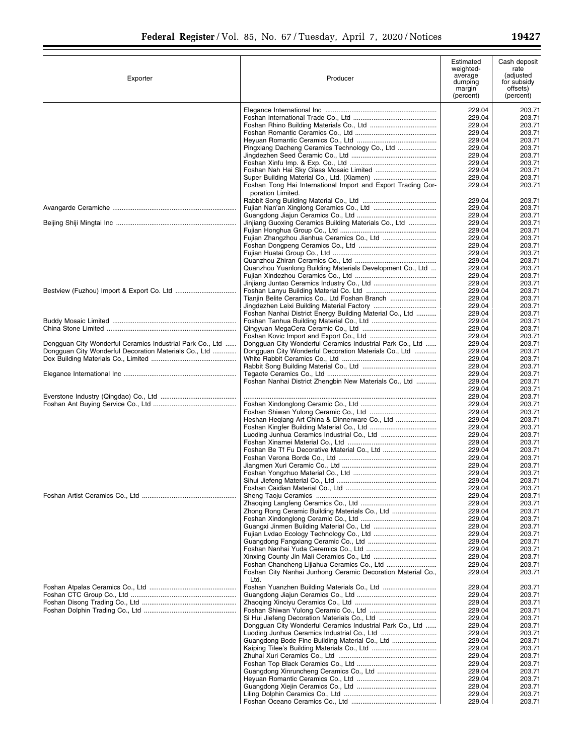| Exporter | Producer | Estimated weighted-average dumping margin (percent) | Cash deposit rate (adjusted for subsidy offsets) (percent) |
|---|---|---|---|
| | Elegance International Inc | 229.04 | 203.71 |
| | Foshan International Trade Co., Ltd | 229.04 | 203.71 |
| | Foshan Rhino Building Materials Co., Ltd | 229.04 | 203.71 |
| | Foshan Romantic Ceramics Co., Ltd | 229.04 | 203.71 |
| | Heyuan Romantic Ceramics Co., Ltd | 229.04 | 203.71 |
| | Pingxiang Dacheng Ceramics Technology Co., Ltd | 229.04 | 203.71 |
| | Jingdezhen Seed Ceramic Co., Ltd | 229.04 | 203.71 |
| | Foshan Xinfu Imp. & Exp. Co., Ltd | 229.04 | 203.71 |
| | Foshan Nah Hai Sky Glass Mosaic Limited | 229.04 | 203.71 |
| | Super Building Material Co., Ltd. (Xiamen) | 229.04 | 203.71 |
| | Foshan Tong Hai International Import and Export Trading Corporation Limited. | 229.04 | 203.71 |
| | Rabbit Song Building Material Co., Ltd | 229.04 | 203.71 |
| Avangarde Ceramiche | Fujian Nan'an Xinglong Ceramics Co., Ltd | 229.04 | 203.71 |
| | Guangdong Jiajun Ceramics Co., Ltd | 229.04 | 203.71 |
| Beijing Shiji Mingtai Inc | Jinjiang Guoxing Ceramics Building Materials Co., Ltd | 229.04 | 203.71 |
| | Fujian Honghua Group Co., Ltd | 229.04 | 203.71 |
| | Fujian Zhangzhou Jianhua Ceramics Co., Ltd | 229.04 | 203.71 |
| | Foshan Dongpeng Ceramics Co., Ltd | 229.04 | 203.71 |
| | Fujian Huatai Group Co., Ltd | 229.04 | 203.71 |
| | Quanzhou Zhiran Ceramics Co., Ltd | 229.04 | 203.71 |
| | Quanzhou Yuanlong Building Materials Development Co., Ltd | 229.04 | 203.71 |
| | Fujian Xindezhou Ceramics Co., Ltd | 229.04 | 203.71 |
| | Jinjiang Juntao Ceramics Industry Co., Ltd | 229.04 | 203.71 |
| Bestview (Fuzhou) Import & Export Co. Ltd | Foshan Lanyu Building Material Co. Ltd | 229.04 | 203.71 |
| | Tianjin Belite Ceramics Co., Ltd Foshan Branch | 229.04 | 203.71 |
| | Jingdezhen Leixi Building Material Factory | 229.04 | 203.71 |
| | Foshan Nanhai District Energy Building Material Co., Ltd | 229.04 | 203.71 |
| Buddy Mosaic Limited | Foshan Tanhua Building Material Co., Ltd | 229.04 | 203.71 |
| China Stone Limited | Qingyuan MegaCera Ceramic Co., Ltd | 229.04 | 203.71 |
| | Foshan Kovic Import and Export Co., Ltd | 229.04 | 203.71 |
| Dongguan City Wonderful Ceramics Industrial Park Co., Ltd | Dongguan City Wonderful Ceramics Industrial Park Co., Ltd | 229.04 | 203.71 |
| Dongguan City Wonderful Decoration Materials Co., Ltd | Dongguan City Wonderful Decoration Materials Co., Ltd | 229.04 | 203.71 |
| Dox Building Materials Co., Limited | White Rabbit Ceramics Co., Ltd | 229.04 | 203.71 |
| | Rabbit Song Building Material Co., Ltd | 229.04 | 203.71 |
| Elegance International Inc | Tegaote Ceramics Co., Ltd | 229.04 | 203.71 |
| | Foshan Nanhai District Zhengbin New Materials Co., Ltd | 229.04 | 203.71 |
| | | 229.04 | 203.71 |
| Everstone Industry (Qingdao) Co., Ltd | | 229.04 | 203.71 |
| Foshan Ant Buying Service Co., Ltd | Foshan Xindonglong Ceramic Co., Ltd | 229.04 | 203.71 |
| | Foshan Shiwan Yulong Ceramic Co., Ltd | 229.04 | 203.71 |
| | Heshan Heqiang Art China & Dinnerware Co., Ltd | 229.04 | 203.71 |
| | Foshan Kingfer Building Material Co., Ltd | 229.04 | 203.71 |
| | Luoding Junhua Ceramics Industrial Co., Ltd | 229.04 | 203.71 |
| | Foshan Xinamei Material Co., Ltd | 229.04 | 203.71 |
| | Foshan Be Tf Fu Decorative Material Co., Ltd | 229.04 | 203.71 |
| | Foshan Verona Borde Co., Ltd | 229.04 | 203.71 |
| | Jiangmen Xuri Ceramic Co., Ltd | 229.04 | 203.71 |
| | Foshan Yongzhuo Material Co., Ltd | 229.04 | 203.71 |
| | Sihui Jiefeng Material Co., Ltd | 229.04 | 203.71 |
| | Foshan Caidian Material Co., Ltd | 229.04 | 203.71 |
| Foshan Artist Ceramics Co., Ltd | Sheng Taoju Ceramics | 229.04 | 203.71 |
| | Zhaoqing Langfeng Ceramics Co., Ltd | 229.04 | 203.71 |
| | Zhong Rong Ceramic Building Materials Co., Ltd | 229.04 | 203.71 |
| | Foshan Xindonglong Ceramic Co., Ltd | 229.04 | 203.71 |
| | Guangxi Jinmen Building Material Co., Ltd | 229.04 | 203.71 |
| | Fujian Lvdao Ecology Technology Co., Ltd | 229.04 | 203.71 |
| | Guangdong Fangxiang Ceramic Co., Ltd | 229.04 | 203.71 |
| | Foshan Nanhai Yuda Ceremics Co., Ltd | 229.04 | 203.71 |
| | Xinxing County Jin Mali Ceramics Co., Ltd | 229.04 | 203.71 |
| | Foshan Chancheng Lijiahua Ceramics Co., Ltd | 229.04 | 203.71 |
| | Foshan City Nanhai Junhong Ceramic Decoration Material Co., Ltd. | 229.04 | 203.71 |
| Foshan Atpalas Ceramics Co., Ltd | Foshan Yuanzhen Building Materials Co., Ltd | 229.04 | 203.71 |
| Foshan CTC Group Co., Ltd | Guangdong Jiajun Ceramics Co., Ltd | 229.04 | 203.71 |
| Foshan Disong Trading Co., Ltd | Zhaoqing Xinciyu Ceramics Co., Ltd | 229.04 | 203.71 |
| Foshan Dolphin Trading Co., Ltd | Foshan Shiwan Yulong Ceramic Co., Ltd | 229.04 | 203.71 |
| | Si Hui Jiefeng Decoration Materials Co., Ltd | 229.04 | 203.71 |
| | Dongguan City Wonderful Ceramics Industrial Park Co., Ltd | 229.04 | 203.71 |
| | Luoding Junhua Ceramics Industrial Co., Ltd | 229.04 | 203.71 |
| | Guangdong Bode Fine Building Material Co., Ltd | 229.04 | 203.71 |
| | Kaiping Tilee's Building Materials Co., Ltd | 229.04 | 203.71 |
| | Zhuhai Xuri Ceramics Co., Ltd | 229.04 | 203.71 |
| | Foshan Top Black Ceramics Co., Ltd | 229.04 | 203.71 |
| | Guangdong Xinruncheng Ceramics Co., Ltd | 229.04 | 203.71 |
| | Heyuan Romantic Ceramics Co., Ltd | 229.04 | 203.71 |
| | Guangdong Xiejin Ceramics Co., Ltd | 229.04 | 203.71 |
| | Liling Dolphin Ceramics Co., Ltd | 229.04 | 203.71 |
| | Foshan Oceano Ceramics Co., Ltd | 229.04 | 203.71 |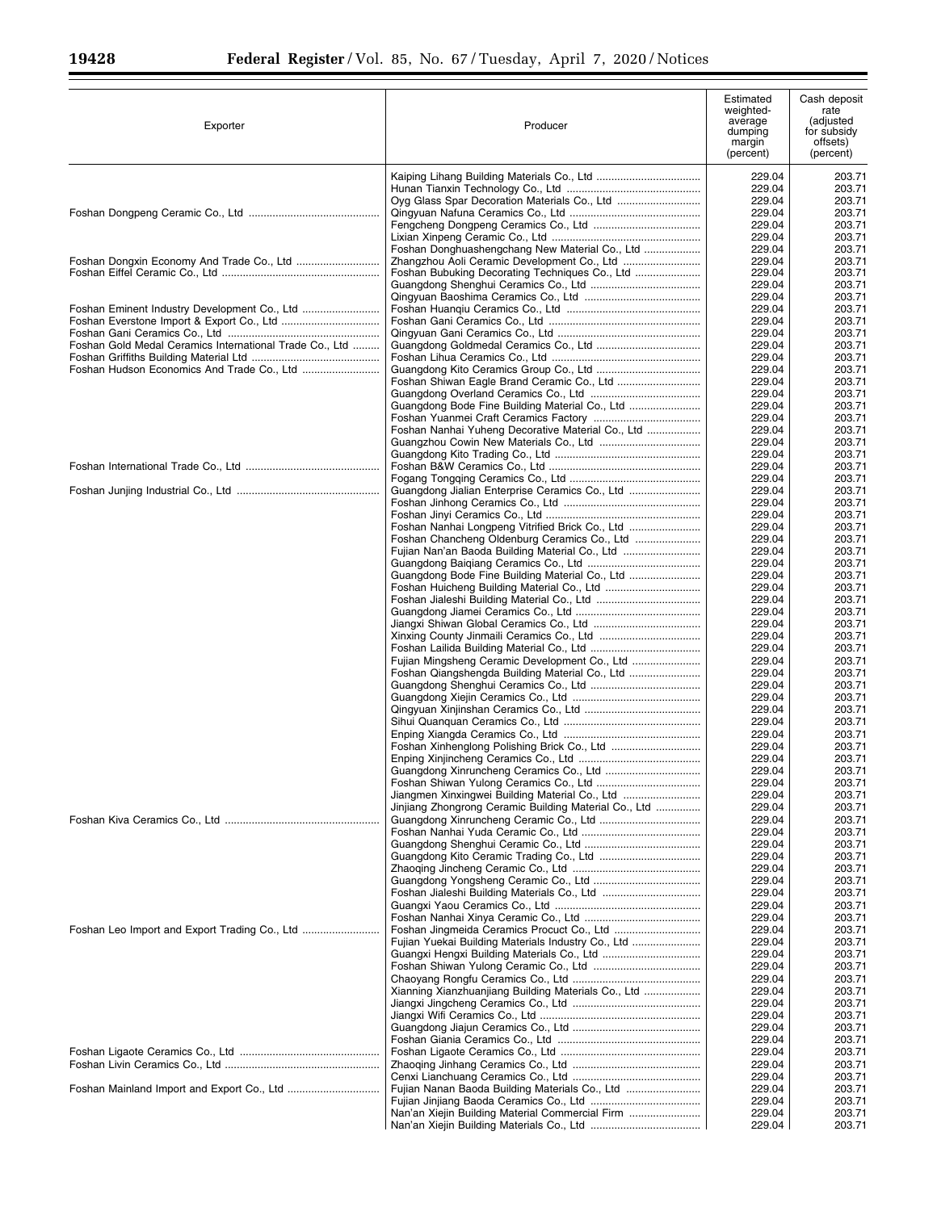| Exporter | Producer | Estimated weighted-average dumping margin (percent) | Cash deposit rate (adjusted for subsidy offsets) (percent) |
|---|---|---|---|
| | Kaiping Lihang Building Materials Co., Ltd | 229.04 | 203.71 |
| | Hunan Tianxin Technology Co., Ltd | 229.04 | 203.71 |
| | Oyg Glass Spar Decoration Materials Co., Ltd | 229.04 | 203.71 |
| Foshan Dongpeng Ceramic Co., Ltd | Qingyuan Nafuna Ceramics Co., Ltd | 229.04 | 203.71 |
| | Fengcheng Dongpeng Ceramics Co., Ltd | 229.04 | 203.71 |
| | Lixian Xinpeng Ceramic Co., Ltd | 229.04 | 203.71 |
| | Foshan Donghuashengchang New Material Co., Ltd | 229.04 | 203.71 |
| Foshan Dongxin Economy And Trade Co., Ltd | Zhangzhou Aoli Ceramic Development Co., Ltd | 229.04 | 203.71 |
| Foshan Eiffel Ceramic Co., Ltd | Foshan Bubuking Decorating Techniques Co., Ltd | 229.04 | 203.71 |
| | Guangdong Shenghui Ceramics Co., Ltd | 229.04 | 203.71 |
| | Qingyuan Baoshima Ceramics Co., Ltd | 229.04 | 203.71 |
| Foshan Eminent Industry Development Co., Ltd | Foshan Huanqiu Ceramics Co., Ltd | 229.04 | 203.71 |
| Foshan Everstone Import & Export Co., Ltd | Foshan Gani Ceramics Co., Ltd | 229.04 | 203.71 |
| Foshan Gani Ceramics Co., Ltd | Qingyuan Gani Ceramics Co., Ltd | 229.04 | 203.71 |
| Foshan Gold Medal Ceramics International Trade Co., Ltd | Guangdong Goldmedal Ceramics Co., Ltd | 229.04 | 203.71 |
| Foshan Griffiths Building Material Ltd | Foshan Lihua Ceramics Co., Ltd | 229.04 | 203.71 |
| Foshan Hudson Economics And Trade Co., Ltd | Guangdong Kito Ceramics Group Co., Ltd | 229.04 | 203.71 |
| | Foshan Shiwan Eagle Brand Ceramic Co., Ltd | 229.04 | 203.71 |
| | Guangdong Overland Ceramics Co., Ltd | 229.04 | 203.71 |
| | Guangdong Bode Fine Building Material Co., Ltd | 229.04 | 203.71 |
| | Foshan Yuanmei Craft Ceramics Factory | 229.04 | 203.71 |
| | Foshan Nanhai Yuheng Decorative Material Co., Ltd | 229.04 | 203.71 |
| | Guangzhou Cowin New Materials Co., Ltd | 229.04 | 203.71 |
| | Guangdong Kito Trading Co., Ltd | 229.04 | 203.71 |
| Foshan International Trade Co., Ltd | Foshan B&W Ceramics Co., Ltd | 229.04 | 203.71 |
| | Fogang Tongqing Ceramics Co., Ltd | 229.04 | 203.71 |
| Foshan Junjing Industrial Co., Ltd | Guangdong Jialian Enterprise Ceramics Co., Ltd | 229.04 | 203.71 |
| | Foshan Jinhong Ceramics Co., Ltd | 229.04 | 203.71 |
| | Foshan Jinyi Ceramics Co., Ltd | 229.04 | 203.71 |
| | Foshan Nanhai Longpeng Vitrified Brick Co., Ltd | 229.04 | 203.71 |
| | Foshan Chancheng Oldenburg Ceramics Co., Ltd | 229.04 | 203.71 |
| | Fujian Nan'an Baoda Building Material Co., Ltd | 229.04 | 203.71 |
| | Guangdong Baiqiang Ceramics Co., Ltd | 229.04 | 203.71 |
| | Guangdong Bode Fine Building Material Co., Ltd | 229.04 | 203.71 |
| | Foshan Huicheng Building Material Co., Ltd | 229.04 | 203.71 |
| | Foshan Jialeshi Building Material Co., Ltd | 229.04 | 203.71 |
| | Guangdong Jiamei Ceramics Co., Ltd | 229.04 | 203.71 |
| | Jiangxi Shiwan Global Ceramics Co., Ltd | 229.04 | 203.71 |
| | Xinxing County Jinmaili Ceramics Co., Ltd | 229.04 | 203.71 |
| | Foshan Lailida Building Material Co., Ltd | 229.04 | 203.71 |
| | Fujian Mingsheng Ceramic Development Co., Ltd | 229.04 | 203.71 |
| | Foshan Qiangshengda Building Material Co., Ltd | 229.04 | 203.71 |
| | Guangdong Shenghui Ceramics Co., Ltd | 229.04 | 203.71 |
| | Guangdong Xiejin Ceramics Co., Ltd | 229.04 | 203.71 |
| | Qingyuan Xinjinshan Ceramics Co., Ltd | 229.04 | 203.71 |
| | Sihui Quanquan Ceramics Co., Ltd | 229.04 | 203.71 |
| | Enping Xiangda Ceramics Co., Ltd | 229.04 | 203.71 |
| | Foshan Xinhenglong Polishing Brick Co., Ltd | 229.04 | 203.71 |
| | Enping Xinjincheng Ceramics Co., Ltd | 229.04 | 203.71 |
| | Guangdong Xinruncheng Ceramics Co., Ltd | 229.04 | 203.71 |
| | Foshan Shiwan Yulong Ceramics Co., Ltd | 229.04 | 203.71 |
| | Jiangmen Xinxingwei Building Material Co., Ltd | 229.04 | 203.71 |
| | Jinjiang Zhongrong Ceramic Building Material Co., Ltd | 229.04 | 203.71 |
| Foshan Kiva Ceramics Co., Ltd | Guangdong Xinruncheng Ceramic Co., Ltd | 229.04 | 203.71 |
| | Foshan Nanhai Yuda Ceramic Co., Ltd | 229.04 | 203.71 |
| | Guangdong Shenghui Ceramic Co., Ltd | 229.04 | 203.71 |
| | Guangdong Kito Ceramic Trading Co., Ltd | 229.04 | 203.71 |
| | Zhaoqing Jincheng Ceramic Co., Ltd | 229.04 | 203.71 |
| | Guangdong Yongsheng Ceramic Co., Ltd | 229.04 | 203.71 |
| | Foshan Jialeshi Building Materials Co., Ltd | 229.04 | 203.71 |
| | Guangxi Yaou Ceramics Co., Ltd | 229.04 | 203.71 |
| | Foshan Nanhai Xinya Ceramic Co., Ltd | 229.04 | 203.71 |
| Foshan Leo Import and Export Trading Co., Ltd | Foshan Jingmeida Ceramics Procuct Co., Ltd | 229.04 | 203.71 |
| | Fujian Yuekai Building Materials Industry Co., Ltd | 229.04 | 203.71 |
| | Guangxi Hengxi Building Materials Co., Ltd | 229.04 | 203.71 |
| | Foshan Shiwan Yulong Ceramic Co., Ltd | 229.04 | 203.71 |
| | Chaoyang Rongfu Ceramics Co., Ltd | 229.04 | 203.71 |
| | Xianning Xianzhuanjiang Building Materials Co., Ltd | 229.04 | 203.71 |
| | Jiangxi Jingcheng Ceramics Co., Ltd | 229.04 | 203.71 |
| | Jiangxi Wifi Ceramics Co., Ltd | 229.04 | 203.71 |
| | Guangdong Jiajun Ceramics Co., Ltd | 229.04 | 203.71 |
| | Foshan Giania Ceramics Co., Ltd | 229.04 | 203.71 |
| Foshan Ligaote Ceramics Co., Ltd | Foshan Ligaote Ceramics Co., Ltd | 229.04 | 203.71 |
| Foshan Livin Ceramics Co., Ltd | Zhaoqing Jinhang Ceramics Co., Ltd | 229.04 | 203.71 |
| | Cenxi Lianchuang Ceramics Co., Ltd | 229.04 | 203.71 |
| Foshan Mainland Import and Export Co., Ltd | Fujian Nanan Baoda Building Materials Co., Ltd | 229.04 | 203.71 |
| | Fujian Jinjiang Baoda Ceramics Co., Ltd | 229.04 | 203.71 |
| | Nan'an Xiejin Building Material Commercial Firm | 229.04 | 203.71 |
| | Nan'an Xiejin Building Materials Co., Ltd | 229.04 | 203.71 |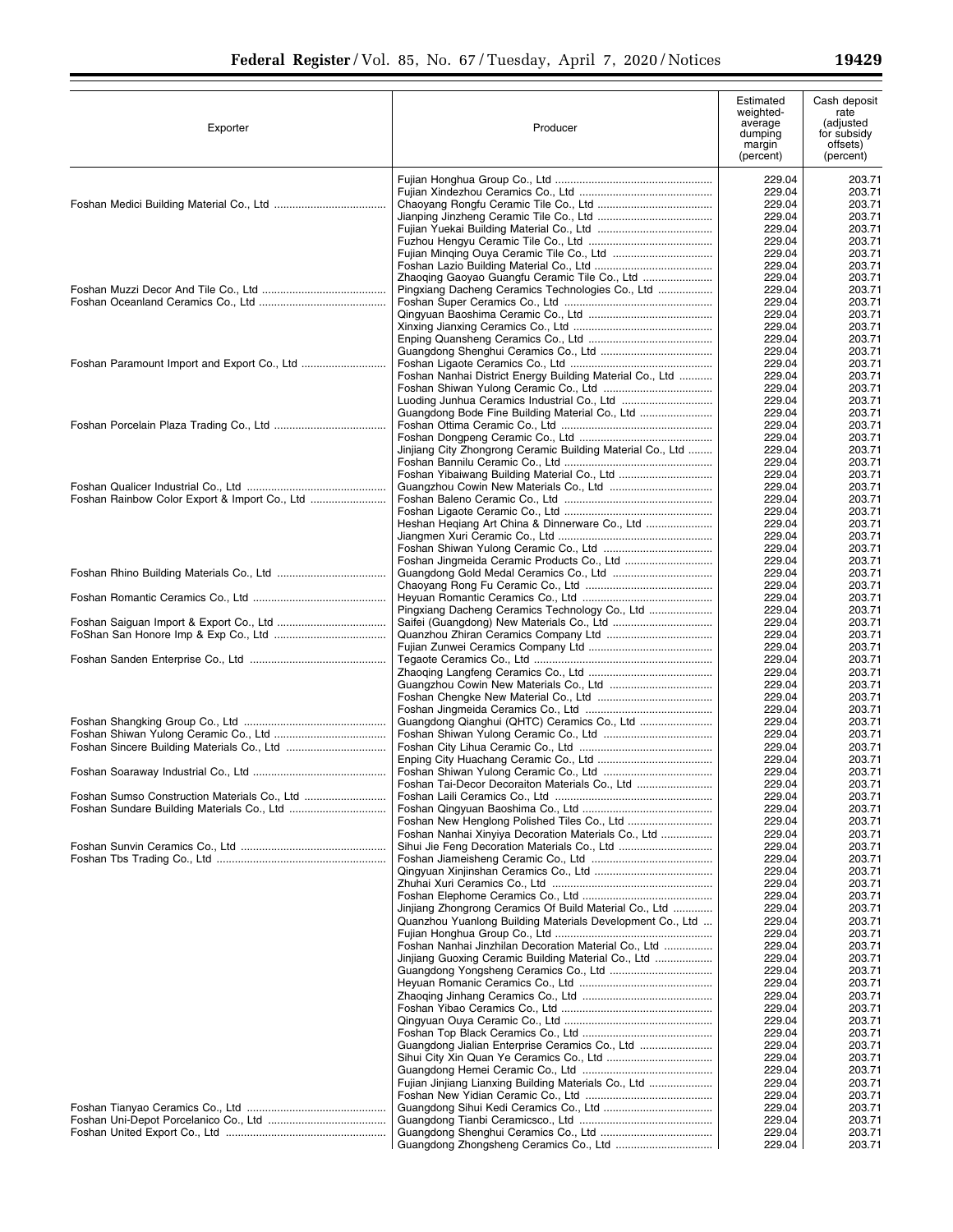| Exporter | Producer | Estimated weighted-average dumping margin (percent) | Cash deposit rate (adjusted for subsidy offsets) (percent) |
|---|---|---|---|
| | Fujian Honghua Group Co., Ltd | 229.04 | 203.71 |
| | Fujian Xindezhou Ceramics Co., Ltd | 229.04 | 203.71 |
| Foshan Medici Building Material Co., Ltd | Chaoyang Rongfu Ceramic Tile Co., Ltd | 229.04 | 203.71 |
| | Jianping Jinzheng Ceramic Tile Co., Ltd | 229.04 | 203.71 |
| | Fujian Yuekai Building Material Co., Ltd | 229.04 | 203.71 |
| | Fuzhou Hengyu Ceramic Tile Co., Ltd | 229.04 | 203.71 |
| | Fujian Minqing Ouya Ceramic Tile Co., Ltd | 229.04 | 203.71 |
| | Foshan Lazio Building Material Co., Ltd | 229.04 | 203.71 |
| | Zhaoqing Gaoyao Guangfu Ceramic Tile Co., Ltd | 229.04 | 203.71 |
| Foshan Muzzi Decor And Tile Co., Ltd | Pingxiang Dacheng Ceramics Technologies Co., Ltd | 229.04 | 203.71 |
| Foshan Oceanland Ceramics Co., Ltd | Foshan Super Ceramics Co., Ltd | 229.04 | 203.71 |
| | Qingyuan Baoshima Ceramic Co., Ltd | 229.04 | 203.71 |
| | Xinxing Jianxing Ceramics Co., Ltd | 229.04 | 203.71 |
| | Enping Quansheng Ceramics Co., Ltd | 229.04 | 203.71 |
| | Guangdong Shenghui Ceramics Co., Ltd | 229.04 | 203.71 |
| Foshan Paramount Import and Export Co., Ltd | Foshan Ligaote Ceramics Co., Ltd | 229.04 | 203.71 |
| | Foshan Nanhai District Energy Building Material Co., Ltd | 229.04 | 203.71 |
| | Foshan Shiwan Yulong Ceramic Co., Ltd | 229.04 | 203.71 |
| | Luoding Junhua Ceramics Industrial Co., Ltd | 229.04 | 203.71 |
| | Guangdong Bode Fine Building Material Co., Ltd | 229.04 | 203.71 |
| Foshan Porcelain Plaza Trading Co., Ltd | Foshan Ottima Ceramic Co., Ltd | 229.04 | 203.71 |
| | Foshan Dongpeng Ceramic Co., Ltd | 229.04 | 203.71 |
| | Jinjiang City Zhongrong Ceramic Building Material Co., Ltd | 229.04 | 203.71 |
| | Foshan Bannilu Ceramic Co., Ltd | 229.04 | 203.71 |
| | Foshan Yibaiwang Building Material Co., Ltd | 229.04 | 203.71 |
| Foshan Qualicer Industrial Co., Ltd | Guangzhou Cowin New Materials Co., Ltd | 229.04 | 203.71 |
| Foshan Rainbow Color Export & Import Co., Ltd | Foshan Baleno Ceramic Co., Ltd | 229.04 | 203.71 |
| | Foshan Ligaote Ceramic Co., Ltd | 229.04 | 203.71 |
| | Heshan Heqiang Art China & Dinnerware Co., Ltd | 229.04 | 203.71 |
| | Jiangmen Xuri Ceramic Co., Ltd | 229.04 | 203.71 |
| | Foshan Shiwan Yulong Ceramic Co., Ltd | 229.04 | 203.71 |
| | Foshan Jingmeida Ceramic Products Co., Ltd | 229.04 | 203.71 |
| Foshan Rhino Building Materials Co., Ltd | Guangdong Gold Medal Ceramics Co., Ltd | 229.04 | 203.71 |
| | Chaoyang Rong Fu Ceramic Co., Ltd | 229.04 | 203.71 |
| Foshan Romantic Ceramics Co., Ltd | Heyuan Romantic Ceramics Co., Ltd | 229.04 | 203.71 |
| | Pingxiang Dacheng Ceramics Technology Co., Ltd | 229.04 | 203.71 |
| Foshan Saiguan Import & Export Co., Ltd | Saifei (Guangdong) New Materials Co., Ltd | 229.04 | 203.71 |
| FoShan San Honore Imp & Exp Co., Ltd | Quanzhou Zhiran Ceramics Company Ltd | 229.04 | 203.71 |
| | Fujian Zunwei Ceramics Company Ltd | 229.04 | 203.71 |
| Foshan Sanden Enterprise Co., Ltd | Tegaote Ceramics Co., Ltd | 229.04 | 203.71 |
| | Zhaoqing Langfeng Ceramics Co., Ltd | 229.04 | 203.71 |
| | Guangzhou Cowin New Materials Co., Ltd | 229.04 | 203.71 |
| | Foshan Chengke New Material Co., Ltd | 229.04 | 203.71 |
| | Foshan Jingmeida Ceramics Co., Ltd | 229.04 | 203.71 |
| Foshan Shangking Group Co., Ltd | Guangdong Qianghui (QHTC) Ceramics Co., Ltd | 229.04 | 203.71 |
| Foshan Shiwan Yulong Ceramic Co., Ltd | Foshan Shiwan Yulong Ceramic Co., Ltd | 229.04 | 203.71 |
| Foshan Sincere Building Materials Co., Ltd | Foshan City Lihua Ceramic Co., Ltd | 229.04 | 203.71 |
| | Enping City Huachang Ceramic Co., Ltd | 229.04 | 203.71 |
| Foshan Soaraway Industrial Co., Ltd | Foshan Shiwan Yulong Ceramic Co., Ltd | 229.04 | 203.71 |
| | Foshan Tai-Decor Decoraiton Materials Co., Ltd | 229.04 | 203.71 |
| Foshan Sumso Construction Materials Co., Ltd | Foshan Laili Ceramics Co., Ltd | 229.04 | 203.71 |
| Foshan Sundare Building Materials Co., Ltd | Foshan Qingyuan Baoshima Co., Ltd | 229.04 | 203.71 |
| | Foshan New Henglong Polished Tiles Co., Ltd | 229.04 | 203.71 |
| | Foshan Nanhai Xinyiya Decoration Materials Co., Ltd | 229.04 | 203.71 |
| Foshan Sunvin Ceramics Co., Ltd | Sihui Jie Feng Decoration Materials Co., Ltd | 229.04 | 203.71 |
| Foshan Tbs Trading Co., Ltd | Foshan Jiameisheng Ceramic Co., Ltd | 229.04 | 203.71 |
| | Qingyuan Xinjinshan Ceramics Co., Ltd | 229.04 | 203.71 |
| | Zhuhai Xuri Ceramics Co., Ltd | 229.04 | 203.71 |
| | Foshan Elephome Ceramics Co., Ltd | 229.04 | 203.71 |
| | Jinjiang Zhongrong Ceramics Of Build Material Co., Ltd | 229.04 | 203.71 |
| | Quanzhou Yuanlong Building Materials Development Co., Ltd | 229.04 | 203.71 |
| | Fujian Honghua Group Co., Ltd | 229.04 | 203.71 |
| | Foshan Nanhai Jinzhilan Decoration Material Co., Ltd | 229.04 | 203.71 |
| | Jinjiang Guoxing Ceramic Building Material Co., Ltd | 229.04 | 203.71 |
| | Guangdong Yongsheng Ceramics Co., Ltd | 229.04 | 203.71 |
| | Heyuan Romanic Ceramics Co., Ltd | 229.04 | 203.71 |
| | Zhaoqing Jinhang Ceramics Co., Ltd | 229.04 | 203.71 |
| | Foshan Yibao Ceramics Co., Ltd | 229.04 | 203.71 |
| | Qingyuan Ouya Ceramic Co., Ltd | 229.04 | 203.71 |
| | Foshan Top Black Ceramics Co., Ltd | 229.04 | 203.71 |
| | Guangdong Jialian Enterprise Ceramics Co., Ltd | 229.04 | 203.71 |
| | Sihui City Xin Quan Ye Ceramics Co., Ltd | 229.04 | 203.71 |
| | Guangdong Hemei Ceramic Co., Ltd | 229.04 | 203.71 |
| | Fujian Jinjiang Lianxing Building Materials Co., Ltd | 229.04 | 203.71 |
| | Foshan New Yidian Ceramic Co., Ltd | 229.04 | 203.71 |
| Foshan Tianyao Ceramics Co., Ltd | Guangdong Sihui Kedi Ceramics Co., Ltd | 229.04 | 203.71 |
| Foshan Uni-Depot Porcelanico Co., Ltd | Guangdong Tianbi Ceramicsco., Ltd | 229.04 | 203.71 |
| Foshan United Export Co., Ltd | Guangdong Shenghui Ceramics Co., Ltd | 229.04 | 203.71 |
| | Guangdong Zhongsheng Ceramics Co., Ltd | 229.04 | 203.71 |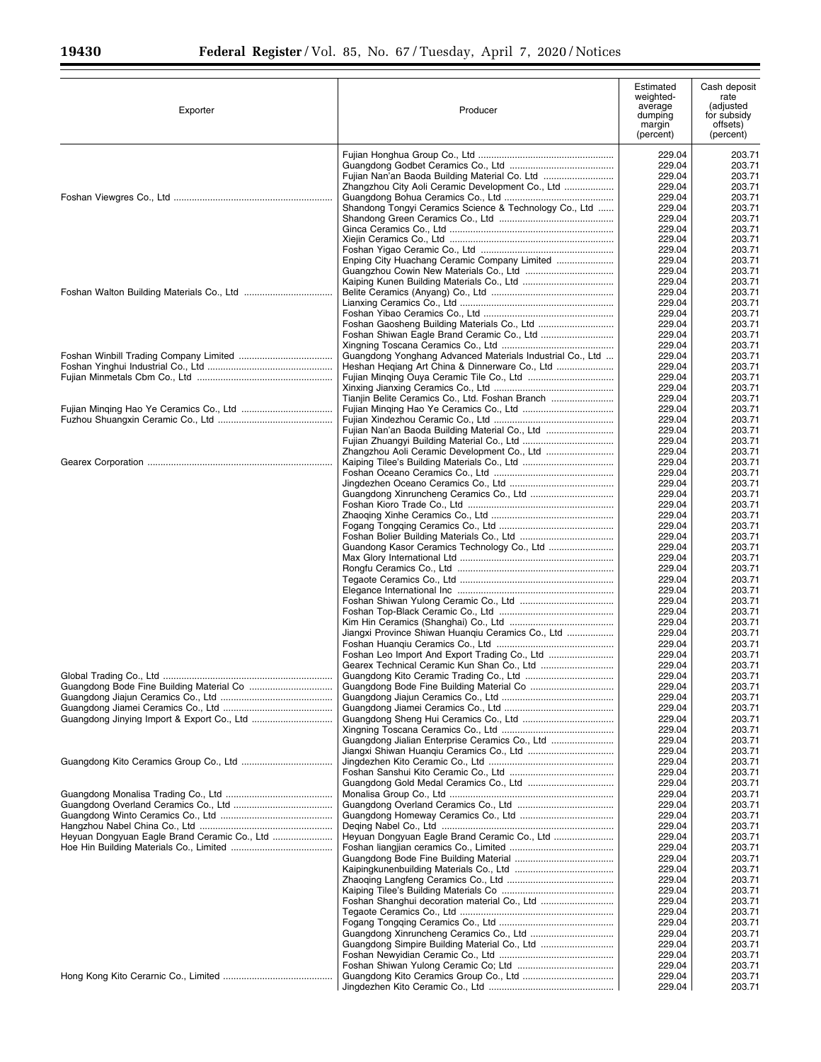| Exporter | Producer | Estimated weighted-average dumping margin (percent) | Cash deposit rate (adjusted for subsidy offsets) (percent) |
|---|---|---|---|
| | Fujian Honghua Group Co., Ltd | 229.04 | 203.71 |
| | Guangdong Godbet Ceramics Co., Ltd | 229.04 | 203.71 |
| | Fujian Nan'an Baoda Building Material Co. Ltd | 229.04 | 203.71 |
| | Zhangzhou City Aoli Ceramic Development Co., Ltd | 229.04 | 203.71 |
| Foshan Viewgres Co., Ltd | Guangdong Bohua Ceramics Co., Ltd | 229.04 | 203.71 |
| | Shandong Tongyi Ceramics Science & Technology Co., Ltd | 229.04 | 203.71 |
| | Shandong Green Ceramics Co., Ltd | 229.04 | 203.71 |
| | Ginca Ceramics Co., Ltd | 229.04 | 203.71 |
| | Xiejin Ceramics Co., Ltd | 229.04 | 203.71 |
| | Foshan Yigao Ceramic Co., Ltd | 229.04 | 203.71 |
| | Enping City Huachang Ceramic Company Limited | 229.04 | 203.71 |
| | Guangzhou Cowin New Materials Co., Ltd | 229.04 | 203.71 |
| | Kaiping Kunen Building Materials Co., Ltd | 229.04 | 203.71 |
| Foshan Walton Building Materials Co., Ltd | Belite Ceramics (Anyang) Co., Ltd | 229.04 | 203.71 |
| | Lianxing Ceramics Co., Ltd | 229.04 | 203.71 |
| | Foshan Yibao Ceramics Co., Ltd | 229.04 | 203.71 |
| | Foshan Gaosheng Building Materials Co., Ltd | 229.04 | 203.71 |
| | Foshan Shiwan Eagle Brand Ceramic Co., Ltd | 229.04 | 203.71 |
| | Xingning Toscana Ceramics Co., Ltd | 229.04 | 203.71 |
| Foshan Winbill Trading Company Limited | Guangdong Yonghang Advanced Materials Industrial Co., Ltd | 229.04 | 203.71 |
| Foshan Yinghui Industrial Co., Ltd | Heshan Heqiang Art China & Dinnerware Co., Ltd | 229.04 | 203.71 |
| Fujian Minmetals Cbm Co., Ltd | Fujian Minqing Ouya Ceramic Tile Co., Ltd | 229.04 | 203.71 |
| | Xinxing Jianxing Ceramics Co., Ltd | 229.04 | 203.71 |
| | Tianjin Belite Ceramics Co., Ltd. Foshan Branch | 229.04 | 203.71 |
| Fujian Minqing Hao Ye Ceramics Co., Ltd | Fujian Minqing Hao Ye Ceramics Co., Ltd | 229.04 | 203.71 |
| Fuzhou Shuangxin Ceramic Co., Ltd | Fujian Xindezhou Ceramic Co., Ltd | 229.04 | 203.71 |
| | Fujian Nan'an Baoda Building Material Co., Ltd | 229.04 | 203.71 |
| | Fujian Zhuangyi Building Material Co., Ltd | 229.04 | 203.71 |
| | Zhangzhou Aoli Ceramic Development Co., Ltd | 229.04 | 203.71 |
| Gearex Corporation | Kaiping Tilee's Building Materials Co., Ltd | 229.04 | 203.71 |
| | Foshan Oceano Ceramics Co., Ltd | 229.04 | 203.71 |
| | Jingdezhen Oceano Ceramics Co., Ltd | 229.04 | 203.71 |
| | Guangdong Xinruncheng Ceramics Co., Ltd | 229.04 | 203.71 |
| | Foshan Kioro Trade Co., Ltd | 229.04 | 203.71 |
| | Zhaoqing Xinhe Ceramics Co., Ltd | 229.04 | 203.71 |
| | Fogang Tongqing Ceramics Co., Ltd | 229.04 | 203.71 |
| | Foshan Bolier Building Materials Co., Ltd | 229.04 | 203.71 |
| | Guandong Kasor Ceramics Technology Co., Ltd | 229.04 | 203.71 |
| | Max Glory International Ltd | 229.04 | 203.71 |
| | Rongfu Ceramics Co., Ltd | 229.04 | 203.71 |
| | Tegaote Ceramics Co., Ltd | 229.04 | 203.71 |
| | Elegance International Inc | 229.04 | 203.71 |
| | Foshan Shiwan Yulong Ceramic Co., Ltd | 229.04 | 203.71 |
| | Foshan Top-Black Ceramic Co., Ltd | 229.04 | 203.71 |
| | Kim Hin Ceramics (Shanghai) Co., Ltd | 229.04 | 203.71 |
| | Jiangxi Province Shiwan Huanqiu Ceramics Co., Ltd | 229.04 | 203.71 |
| | Foshan Huanqiu Ceramics Co., Ltd | 229.04 | 203.71 |
| | Foshan Leo Import And Export Trading Co., Ltd | 229.04 | 203.71 |
| | Gearex Technical Ceramic Kun Shan Co., Ltd | 229.04 | 203.71 |
| Global Trading Co., Ltd | Guangdong Kito Ceramic Trading Co., Ltd | 229.04 | 203.71 |
| Guangdong Bode Fine Building Material Co | Guangdong Bode Fine Building Material Co | 229.04 | 203.71 |
| Guangdong Jiajun Ceramics Co., Ltd | Guangdong Jiajun Ceramics Co., Ltd | 229.04 | 203.71 |
| Guangdong Jiamei Ceramics Co., Ltd | Guangdong Jiamei Ceramics Co., Ltd | 229.04 | 203.71 |
| Guangdong Jinying Import & Export Co., Ltd | Guangdong Sheng Hui Ceramics Co., Ltd | 229.04 | 203.71 |
| | Xingning Toscana Ceramics Co., Ltd | 229.04 | 203.71 |
| | Guangdong Jialian Enterprise Ceramics Co., Ltd | 229.04 | 203.71 |
| | Jiangxi Shiwan Huanqiu Ceramics Co., Ltd | 229.04 | 203.71 |
| Guangdong Kito Ceramics Group Co., Ltd | Jingdezhen Kito Ceramic Co., Ltd | 229.04 | 203.71 |
| | Foshan Sanshui Kito Ceramic Co., Ltd | 229.04 | 203.71 |
| | Guangdong Gold Medal Ceramics Co., Ltd | 229.04 | 203.71 |
| Guangdong Monalisa Trading Co., Ltd | Monalisa Group Co., Ltd | 229.04 | 203.71 |
| Guangdong Overland Ceramics Co., Ltd | Guangdong Overland Ceramics Co., Ltd | 229.04 | 203.71 |
| Guangdong Winto Ceramics Co., Ltd | Guangdong Homeway Ceramics Co., Ltd | 229.04 | 203.71 |
| Hangzhou Nabel China Co., Ltd | Deqing Nabel Co., Ltd | 229.04 | 203.71 |
| Heyuan Dongyuan Eagle Brand Ceramic Co., Ltd | Heyuan Dongyuan Eagle Brand Ceramic Co., Ltd | 229.04 | 203.71 |
| Hoe Hin Building Materials Co., Limited | Foshan liangjian ceramics Co., Limited | 229.04 | 203.71 |
| | Guangdong Bode Fine Building Material | 229.04 | 203.71 |
| | Kaipingkunenbuilding Materials Co., Ltd | 229.04 | 203.71 |
| | Zhaoqing Langfeng Ceramics Co., Ltd | 229.04 | 203.71 |
| | Kaiping Tilee's Building Materials Co | 229.04 | 203.71 |
| | Foshan Shanghui decoration material Co., Ltd | 229.04 | 203.71 |
| | Tegaote Ceramics Co., Ltd | 229.04 | 203.71 |
| | Fogang Tongqing Ceramics Co., Ltd | 229.04 | 203.71 |
| | Guangdong Xinruncheng Ceramics Co., Ltd | 229.04 | 203.71 |
| | Guangdong Simpire Building Material Co., Ltd | 229.04 | 203.71 |
| | Foshan Newyidian Ceramic Co., Ltd | 229.04 | 203.71 |
| | Foshan Shiwan Yulong Ceramic Co; Ltd | 229.04 | 203.71 |
| Hong Kong Kito Cerarnic Co., Limited | Guangdong Kito Ceramics Group Co., Ltd | 229.04 | 203.71 |
| | Jingdezhen Kito Ceramic Co., Ltd | 229.04 | 203.71 |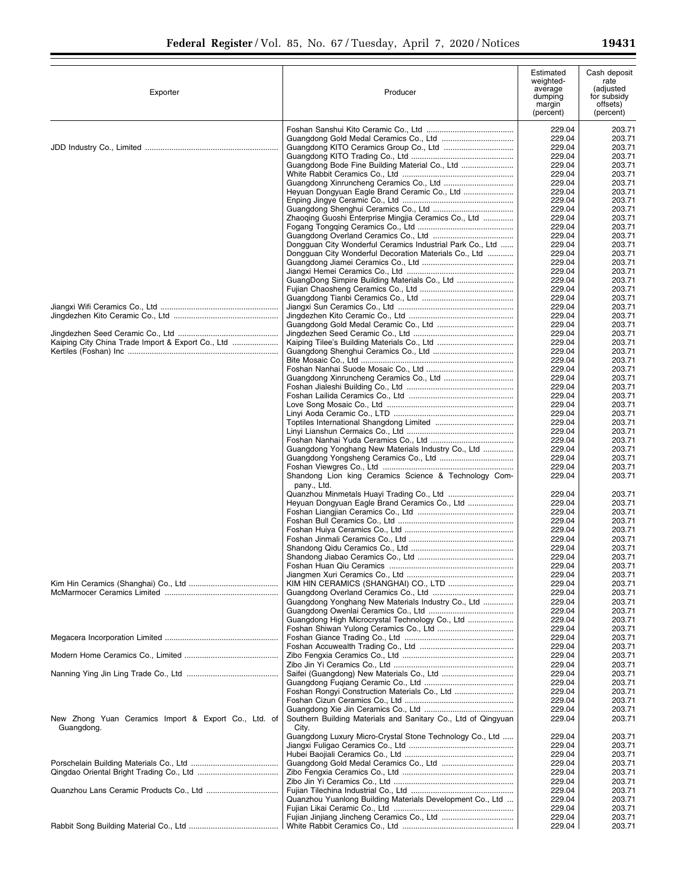| Exporter | Producer | Estimated weighted-average dumping margin (percent) | Cash deposit rate (adjusted for subsidy offsets) (percent) |
|---|---|---|---|
| | Foshan Sanshui Kito Ceramic Co., Ltd | 229.04 | 203.71 |
| | Guangdong Gold Medal Ceramics Co., Ltd | 229.04 | 203.71 |
| JDD Industry Co., Limited | Guangdong KITO Ceramics Group Co., Ltd | 229.04 | 203.71 |
| | Guangdong KITO Trading Co., Ltd | 229.04 | 203.71 |
| | Guangdong Bode Fine Building Material Co., Ltd | 229.04 | 203.71 |
| | White Rabbit Ceramics Co., Ltd | 229.04 | 203.71 |
| | Guangdong Xinruncheng Ceramics Co., Ltd | 229.04 | 203.71 |
| | Heyuan Dongyuan Eagle Brand Ceramic Co., Ltd | 229.04 | 203.71 |
| | Enping Jingye Ceramic Co., Ltd | 229.04 | 203.71 |
| | Guangdong Shenghui Ceramics Co., Ltd | 229.04 | 203.71 |
| | Zhaoqing Guoshi Enterprise Mingjia Ceramics Co., Ltd | 229.04 | 203.71 |
| | Fogang Tongqing Ceramics Co., Ltd | 229.04 | 203.71 |
| | Guangdong Overland Ceramics Co., Ltd | 229.04 | 203.71 |
| | Dongguan City Wonderful Ceramics Industrial Park Co., Ltd | 229.04 | 203.71 |
| | Dongguan City Wonderful Decoration Materials Co., Ltd | 229.04 | 203.71 |
| | Guangdong Jiamei Ceramics Co., Ltd | 229.04 | 203.71 |
| | Jiangxi Hemei Ceramics Co., Ltd | 229.04 | 203.71 |
| | GuangDong Simpire Building Materials Co., Ltd | 229.04 | 203.71 |
| | Fujian Chaosheng Ceramics Co., Ltd | 229.04 | 203.71 |
| | Guangdong Tianbi Ceramics Co., Ltd | 229.04 | 203.71 |
| Jiangxi Wifi Ceramics Co., Ltd | Jiangxi Sun Ceramics Co., Ltd | 229.04 | 203.71 |
| Jingdezhen Kito Ceramic Co., Ltd | Jingdezhen Kito Ceramic Co., Ltd | 229.04 | 203.71 |
| | Guangdong Gold Medal Ceramic Co., Ltd | 229.04 | 203.71 |
| Jingdezhen Seed Ceramic Co., Ltd | Jingdezhen Seed Ceramic Co., Ltd | 229.04 | 203.71 |
| Kaiping City China Trade Import & Export Co., Ltd | Kaiping Tilee's Building Materials Co., Ltd | 229.04 | 203.71 |
| Kertiles (Foshan) Inc | Guangdong Shenghui Ceramics Co., Ltd | 229.04 | 203.71 |
| | Bite Mosaic Co., Ltd | 229.04 | 203.71 |
| | Foshan Nanhai Suode Mosaic Co., Ltd | 229.04 | 203.71 |
| | Guangdong Xinruncheng Ceramics Co., Ltd | 229.04 | 203.71 |
| | Foshan Jialeshi Building Co., Ltd | 229.04 | 203.71 |
| | Foshan Lailida Ceramics Co., Ltd | 229.04 | 203.71 |
| | Love Song Mosaic Co., Ltd | 229.04 | 203.71 |
| | Linyi Aoda Ceramic Co., LTD | 229.04 | 203.71 |
| | Toptiles International Shangdong Limited | 229.04 | 203.71 |
| | Linyi Lianshun Cermaics Co., Ltd | 229.04 | 203.71 |
| | Foshan Nanhai Yuda Ceramics Co., Ltd | 229.04 | 203.71 |
| | Guangdong Yonghang New Materials Industry Co., Ltd | 229.04 | 203.71 |
| | Guangdong Yongsheng Ceramics Co., Ltd | 229.04 | 203.71 |
| | Foshan Viewgres Co., Ltd | 229.04 | 203.71 |
| | Shandong Lion king Ceramics Science & Technology Company., Ltd. | 229.04 | 203.71 |
| | Quanzhou Minmetals Huayi Trading Co., Ltd | 229.04 | 203.71 |
| | Heyuan Dongyuan Eagle Brand Ceramics Co., Ltd | 229.04 | 203.71 |
| | Foshan Liangjian Ceramics Co., Ltd | 229.04 | 203.71 |
| | Foshan Bull Ceramics Co., Ltd | 229.04 | 203.71 |
| | Foshan Huiya Ceramics Co., Ltd | 229.04 | 203.71 |
| | Foshan Jinmali Ceramics Co., Ltd | 229.04 | 203.71 |
| | Shandong Qidu Ceramics Co., Ltd | 229.04 | 203.71 |
| | Shandong Jiabao Ceramics Co., Ltd | 229.04 | 203.71 |
| | Foshan Huan Qiu Ceramics | 229.04 | 203.71 |
| | Jiangmen Xuri Ceramics Co., Ltd | 229.04 | 203.71 |
| Kim Hin Ceramics (Shanghai) Co., Ltd | KIM HIN CERAMICS (SHANGHAI) CO., LTD | 229.04 | 203.71 |
| McMarmocer Ceramics Limited | Guangdong Overland Ceramics Co., Ltd | 229.04 | 203.71 |
| | Guangdong Yonghang New Materials Industry Co., Ltd | 229.04 | 203.71 |
| | Guangdong Owenlai Ceramics Co., Ltd | 229.04 | 203.71 |
| | Guangdong High Microcrystal Technology Co., Ltd | 229.04 | 203.71 |
| | Foshan Shiwan Yulong Ceramics Co., Ltd | 229.04 | 203.71 |
| Megacera Incorporation Limited | Foshan Giance Trading Co., Ltd | 229.04 | 203.71 |
| | Foshan Accuwealth Trading Co., Ltd | 229.04 | 203.71 |
| Modern Home Ceramics Co., Limited | Zibo Fengxia Ceramics Co., Ltd | 229.04 | 203.71 |
| | Zibo Jin Yi Ceramics Co., Ltd | 229.04 | 203.71 |
| Nanning Ying Jin Ling Trade Co., Ltd | Saifei (Guangdong) New Materials Co., Ltd | 229.04 | 203.71 |
| | Guangdong Fuqiang Ceramic Co., Ltd | 229.04 | 203.71 |
| | Foshan Rongyi Construction Materials Co., Ltd | 229.04 | 203.71 |
| | Foshan Cizun Ceramics Co., Ltd | 229.04 | 203.71 |
| | Guangdong Xie Jin Ceramics Co., Ltd | 229.04 | 203.71 |
| New Zhong Yuan Ceramics Import & Export Co., Ltd. of Guangdong. | Southern Building Materials and Sanitary Co., Ltd of Qingyuan City. | 229.04 | 203.71 |
| | Guangdong Luxury Micro-Crystal Stone Technology Co., Ltd | 229.04 | 203.71 |
| | Jiangxi Fuligao Ceramics Co., Ltd | 229.04 | 203.71 |
| | Hubei Baojiali Ceramics Co., Ltd | 229.04 | 203.71 |
| Porschelain Building Materials Co., Ltd | Guangdong Gold Medal Ceramics Co., Ltd | 229.04 | 203.71 |
| Qingdao Oriental Bright Trading Co., Ltd | Zibo Fengxia Ceramics Co., Ltd | 229.04 | 203.71 |
| | Zibo Jin Yi Ceramics Co., Ltd | 229.04 | 203.71 |
| Quanzhou Lans Ceramic Products Co., Ltd | Fujian Tilechina Industrial Co., Ltd | 229.04 | 203.71 |
| | Quanzhou Yuanlong Building Materials Development Co., Ltd | 229.04 | 203.71 |
| | Fujian Likai Ceramic Co., Ltd | 229.04 | 203.71 |
| | Fujian Jinjiang Jincheng Ceramics Co., Ltd | 229.04 | 203.71 |
| Rabbit Song Building Material Co., Ltd | White Rabbit Ceramics Co., Ltd | 229.04 | 203.71 |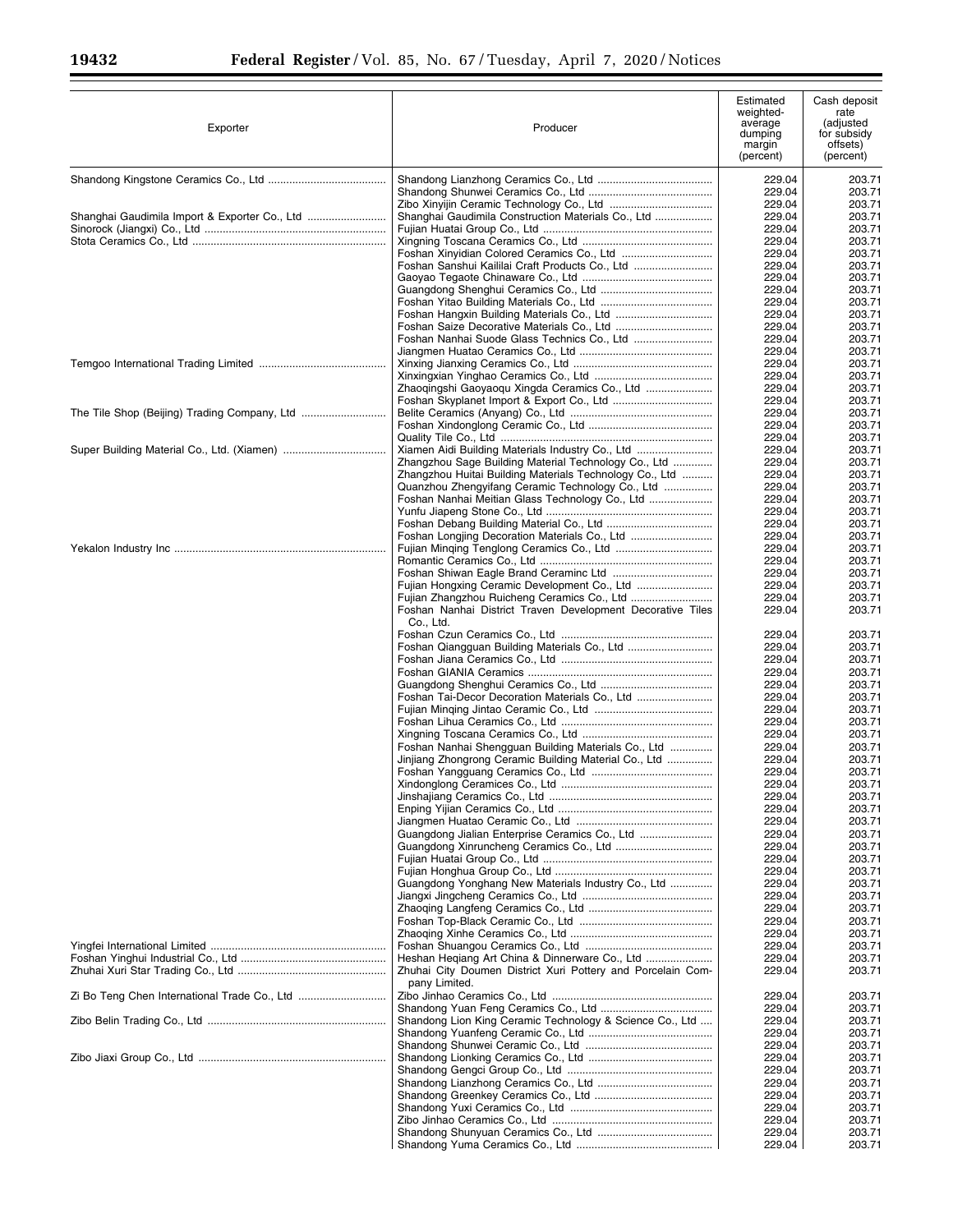| Exporter | Producer | Estimated weighted-average dumping margin (percent) | Cash deposit rate (adjusted for subsidy offsets) (percent) |
| --- | --- | --- | --- |
| Shandong Kingstone Ceramics Co., Ltd | Shandong Lianzhong Ceramics Co., Ltd | 229.04 | 203.71 |
| | Shandong Shunwei Ceramics Co., Ltd | 229.04 | 203.71 |
| | Zibo Xinyijin Ceramic Technology Co., Ltd | 229.04 | 203.71 |
| Shanghai Gaudimila Import & Exporter Co., Ltd | Shanghai Gaudimila Construction Materials Co., Ltd | 229.04 | 203.71 |
| Sinorock (Jiangxi) Co., Ltd | Fujian Huatai Group Co., Ltd | 229.04 | 203.71 |
| Stota Ceramics Co., Ltd | Xingning Toscana Ceramics Co., Ltd | 229.04 | 203.71 |
| | Foshan Xinyidian Colored Ceramics Co., Ltd | 229.04 | 203.71 |
| | Foshan Sanshui Kaililai Craft Products Co., Ltd | 229.04 | 203.71 |
| | Gaoyao Tegaote Chinaware Co., Ltd | 229.04 | 203.71 |
| | Guangdong Shenghui Ceramics Co., Ltd | 229.04 | 203.71 |
| | Foshan Yitao Building Materials Co., Ltd | 229.04 | 203.71 |
| | Foshan Hangxin Building Materials Co., Ltd | 229.04 | 203.71 |
| | Foshan Saize Decorative Materials Co., Ltd | 229.04 | 203.71 |
| | Foshan Nanhai Suode Glass Technics Co., Ltd | 229.04 | 203.71 |
| | Jiangmen Huatao Ceramics Co., Ltd | 229.04 | 203.71 |
| Temgoo International Trading Limited | Xinxing Jianxing Ceramics Co., Ltd | 229.04 | 203.71 |
| | Xinxingxian Yinghao Ceramics Co., Ltd | 229.04 | 203.71 |
| | Zhaoqingshi Gaoyaoqu Xingda Ceramics Co., Ltd | 229.04 | 203.71 |
| | Foshan Skyplanet Import & Export Co., Ltd | 229.04 | 203.71 |
| The Tile Shop (Beijing) Trading Company, Ltd | Belite Ceramics (Anyang) Co., Ltd | 229.04 | 203.71 |
| | Foshan Xindonglong Ceramic Co., Ltd | 229.04 | 203.71 |
| | Quality Tile Co., Ltd | 229.04 | 203.71 |
| Super Building Material Co., Ltd. (Xiamen) | Xiamen Aidi Building Materials Industry Co., Ltd | 229.04 | 203.71 |
| | Zhangzhou Sage Building Material Technology Co., Ltd | 229.04 | 203.71 |
| | Zhangzhou Huitai Building Materials Technology Co., Ltd | 229.04 | 203.71 |
| | Quanzhou Zhengyifang Ceramic Technology Co., Ltd | 229.04 | 203.71 |
| | Foshan Nanhai Meitian Glass Technology Co., Ltd | 229.04 | 203.71 |
| | Yunfu Jiapeng Stone Co., Ltd | 229.04 | 203.71 |
| | Foshan Debang Building Material Co., Ltd | 229.04 | 203.71 |
| | Foshan Longjing Decoration Materials Co., Ltd | 229.04 | 203.71 |
| Yekalon Industry Inc | Fujian Minqing Tenglong Ceramics Co., Ltd | 229.04 | 203.71 |
| | Romantic Ceramics Co., Ltd | 229.04 | 203.71 |
| | Foshan Shiwan Eagle Brand Ceraminc Ltd | 229.04 | 203.71 |
| | Fujian Hongxing Ceramic Development Co., Ltd | 229.04 | 203.71 |
| | Fujian Zhangzhou Ruicheng Ceramics Co., Ltd | 229.04 | 203.71 |
| | Foshan Nanhai District Traven Development Decorative Tiles Co., Ltd. | 229.04 | 203.71 |
| | Foshan Czun Ceramics Co., Ltd | 229.04 | 203.71 |
| | Foshan Qiangguan Building Materials Co., Ltd | 229.04 | 203.71 |
| | Foshan Jiana Ceramics Co., Ltd | 229.04 | 203.71 |
| | Foshan GIANIA Ceramics | 229.04 | 203.71 |
| | Guangdong Shenghui Ceramics Co., Ltd | 229.04 | 203.71 |
| | Foshan Tai-Decor Decoration Materials Co., Ltd | 229.04 | 203.71 |
| | Fujian Minqing Jintao Ceramic Co., Ltd | 229.04 | 203.71 |
| | Foshan Lihua Ceramics Co., Ltd | 229.04 | 203.71 |
| | Xingning Toscana Ceramics Co., Ltd | 229.04 | 203.71 |
| | Foshan Nanhai Shengguan Building Materials Co., Ltd | 229.04 | 203.71 |
| | Jinjiang Zhongrong Ceramic Building Material Co., Ltd | 229.04 | 203.71 |
| | Foshan Yangguang Ceramics Co., Ltd | 229.04 | 203.71 |
| | Xindonglong Ceramices Co., Ltd | 229.04 | 203.71 |
| | Jinshajiang Ceramics Co., Ltd | 229.04 | 203.71 |
| | Enping Yijian Ceramics Co., Ltd | 229.04 | 203.71 |
| | Jiangmen Huatao Ceramic Co., Ltd | 229.04 | 203.71 |
| | Guangdong Jialian Enterprise Ceramics Co., Ltd | 229.04 | 203.71 |
| | Guangdong Xinruncheng Ceramics Co., Ltd | 229.04 | 203.71 |
| | Fujian Huatai Group Co., Ltd | 229.04 | 203.71 |
| | Fujian Honghua Group Co., Ltd | 229.04 | 203.71 |
| | Guangdong Yonghang New Materials Industry Co., Ltd | 229.04 | 203.71 |
| | Jiangxi Jingcheng Ceramics Co., Ltd | 229.04 | 203.71 |
| | Zhaoqing Langfeng Ceramics Co., Ltd | 229.04 | 203.71 |
| | Foshan Top-Black Ceramic Co., Ltd | 229.04 | 203.71 |
| | Zhaoqing Xinhe Ceramics Co., Ltd | 229.04 | 203.71 |
| Yingfei International Limited | Foshan Shuangou Ceramics Co., Ltd | 229.04 | 203.71 |
| Foshan Yinghui Industrial Co., Ltd | Heshan Heqiang Art China & Dinnerware Co., Ltd | 229.04 | 203.71 |
| Zhuhai Xuri Star Trading Co., Ltd | Zhuhai City Doumen District Xuri Pottery and Porcelain Company Limited. | 229.04 | 203.71 |
| Zi Bo Teng Chen International Trade Co., Ltd | Zibo Jinhao Ceramics Co., Ltd | 229.04 | 203.71 |
| | Shandong Yuan Feng Ceramics Co., Ltd | 229.04 | 203.71 |
| Zibo Belin Trading Co., Ltd | Shandong Lion King Ceramic Technology & Science Co., Ltd | 229.04 | 203.71 |
| | Shandong Yuanfeng Ceramic Co., Ltd | 229.04 | 203.71 |
| | Shandong Shunwei Ceramic Co., Ltd | 229.04 | 203.71 |
| Zibo Jiaxi Group Co., Ltd | Shandong Lionking Ceramics Co., Ltd | 229.04 | 203.71 |
| | Shandong Gengci Group Co., Ltd | 229.04 | 203.71 |
| | Shandong Lianzhong Ceramics Co., Ltd | 229.04 | 203.71 |
| | Shandong Greenkey Ceramics Co., Ltd | 229.04 | 203.71 |
| | Shandong Yuxi Ceramics Co., Ltd | 229.04 | 203.71 |
| | Zibo Jinhao Ceramics Co., Ltd | 229.04 | 203.71 |
| | Shandong Shunyuan Ceramics Co., Ltd | 229.04 | 203.71 |
| | Shandong Yuma Ceramics Co., Ltd | 229.04 | 203.71 |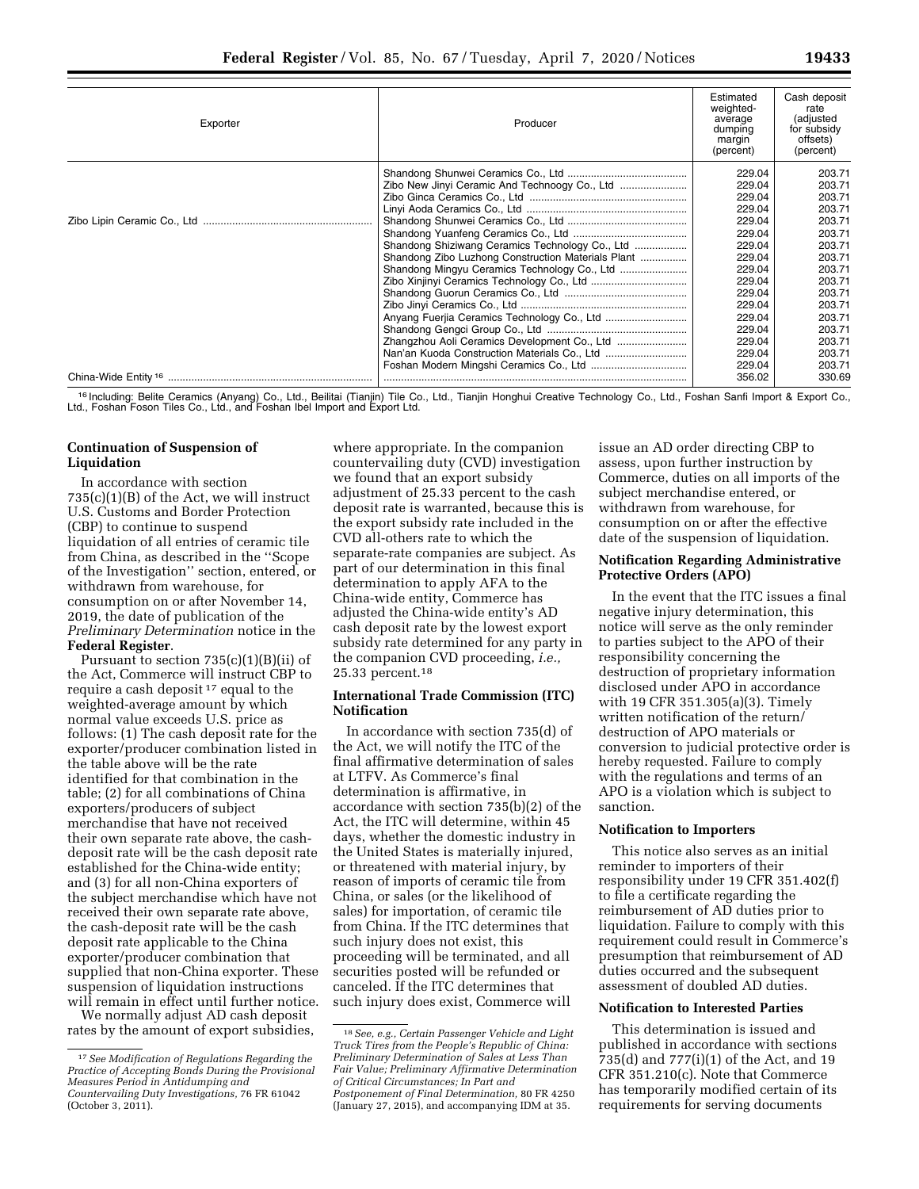| Exporter | Producer | Estimated weighted-average dumping margin (percent) | Cash deposit rate (adjusted for subsidy offsets) (percent) |
|---|---|---|---|
| Zibo Lipin Ceramic Co., Ltd | Shandong Shunwei Ceramics Co., Ltd | 229.04 | 203.71 |
| | Zibo New Jinyi Ceramic And Technoogy Co., Ltd | 229.04 | 203.71 |
| | Zibo Ginca Ceramics Co., Ltd | 229.04 | 203.71 |
| | Linyi Aoda Ceramics Co., Ltd | 229.04 | 203.71 |
| | Shandong Shunwei Ceramics Co., Ltd | 229.04 | 203.71 |
| | Shandong Yuanfeng Ceramics Co., Ltd | 229.04 | 203.71 |
| | Shandong Shiziwang Ceramics Technology Co., Ltd | 229.04 | 203.71 |
| | Shandong Zibo Luzhong Construction Materials Plant | 229.04 | 203.71 |
| | Shandong Mingyu Ceramics Technology Co., Ltd | 229.04 | 203.71 |
| | Zibo Xinjinyi Ceramics Technology Co., Ltd | 229.04 | 203.71 |
| | Shandong Guorun Ceramics Co., Ltd | 229.04 | 203.71 |
| | Zibo Jinyi Ceramics Co., Ltd | 229.04 | 203.71 |
| | Anyang Fuerjia Ceramics Technology Co., Ltd | 229.04 | 203.71 |
| | Shandong Gengci Group Co., Ltd | 229.04 | 203.71 |
| | Zhangzhou Aoli Ceramics Development Co., Ltd | 229.04 | 203.71 |
| | Nan'an Kuoda Construction Materials Co., Ltd | 229.04 | 203.71 |
| | Foshan Modern Mingshi Ceramics Co., Ltd | 229.04 | 203.71 |
| China-Wide Entity [16] | | 356.02 | 330.69 |

[16] Including: Belite Ceramics (Anyang) Co., Ltd., Beilitai (Tianjin) Tile Co., Ltd., Tianjin Honghui Creative Technology Co., Ltd., Foshan Sanfi Import & Export Co., Ltd., Foshan Foson Tiles Co., Ltd., and Foshan Ibel Import and Export Ltd.

## Continuation of Suspension of Liquidation

In accordance with section 735(c)(1)(B) of the Act, we will instruct U.S. Customs and Border Protection (CBP) to continue to suspend liquidation of all entries of ceramic tile from China, as described in the ''Scope of the Investigation'' section, entered, or withdrawn from warehouse, for consumption on or after November 14, 2019, the date of publication of the *Preliminary Determination* notice in the **Federal Register**.

Pursuant to section 735(c)(1)(B)(ii) of the Act, Commerce will instruct CBP to require a cash deposit [17] equal to the weighted-average amount by which normal value exceeds U.S. price as follows: (1) The cash deposit rate for the exporter/producer combination listed in the table above will be the rate identified for that combination in the table; (2) for all combinations of China exporters/producers of subject merchandise that have not received their own separate rate above, the cash-deposit rate will be the cash deposit rate established for the China-wide entity; and (3) for all non-China exporters of the subject merchandise which have not received their own separate rate above, the cash-deposit rate will be the cash deposit rate applicable to the China exporter/producer combination that supplied that non-China exporter. These suspension of liquidation instructions will remain in effect until further notice.

We normally adjust AD cash deposit rates by the amount of export subsidies, where appropriate. In the companion countervailing duty (CVD) investigation we found that an export subsidy adjustment of 25.33 percent to the cash deposit rate is warranted, because this is the export subsidy rate included in the CVD all-others rate to which the separate-rate companies are subject. As part of our determination in this final determination to apply AFA to the China-wide entity, Commerce has adjusted the China-wide entity's AD cash deposit rate by the lowest export subsidy rate determined for any party in the companion CVD proceeding, *i.e.,* 25.33 percent.[18]

## International Trade Commission (ITC) Notification

In accordance with section 735(d) of the Act, we will notify the ITC of the final affirmative determination of sales at LTFV. As Commerce's final determination is affirmative, in accordance with section 735(b)(2) of the Act, the ITC will determine, within 45 days, whether the domestic industry in the United States is materially injured, or threatened with material injury, by reason of imports of ceramic tile from China, or sales (or the likelihood of sales) for importation, of ceramic tile from China. If the ITC determines that such injury does not exist, this proceeding will be terminated, and all securities posted will be refunded or canceled. If the ITC determines that such injury does exist, Commerce will issue an AD order directing CBP to assess, upon further instruction by Commerce, duties on all imports of the subject merchandise entered, or withdrawn from warehouse, for consumption on or after the effective date of the suspension of liquidation.

## Notification Regarding Administrative Protective Orders (APO)

In the event that the ITC issues a final negative injury determination, this notice will serve as the only reminder to parties subject to the APO of their responsibility concerning the destruction of proprietary information disclosed under APO in accordance with 19 CFR 351.305(a)(3). Timely written notification of the return/destruction of APO materials or conversion to judicial protective order is hereby requested. Failure to comply with the regulations and terms of an APO is a violation which is subject to sanction.

## Notification to Importers

This notice also serves as an initial reminder to importers of their responsibility under 19 CFR 351.402(f) to file a certificate regarding the reimbursement of AD duties prior to liquidation. Failure to comply with this requirement could result in Commerce's presumption that reimbursement of AD duties occurred and the subsequent assessment of doubled AD duties.

## Notification to Interested Parties

This determination is issued and published in accordance with sections 735(d) and 777(i)(1) of the Act, and 19 CFR 351.210(c). Note that Commerce has temporarily modified certain of its requirements for serving documents

[17] *See Modification of Regulations Regarding the Practice of Accepting Bonds During the Provisional Measures Period in Antidumping and Countervailing Duty Investigations,* 76 FR 61042 (October 3, 2011).

[18] *See, e.g., Certain Passenger Vehicle and Light Truck Tires from the People's Republic of China: Preliminary Determination of Sales at Less Than Fair Value; Preliminary Affirmative Determination of Critical Circumstances; In Part and Postponement of Final Determination,* 80 FR 4250 (January 27, 2015), and accompanying IDM at 35.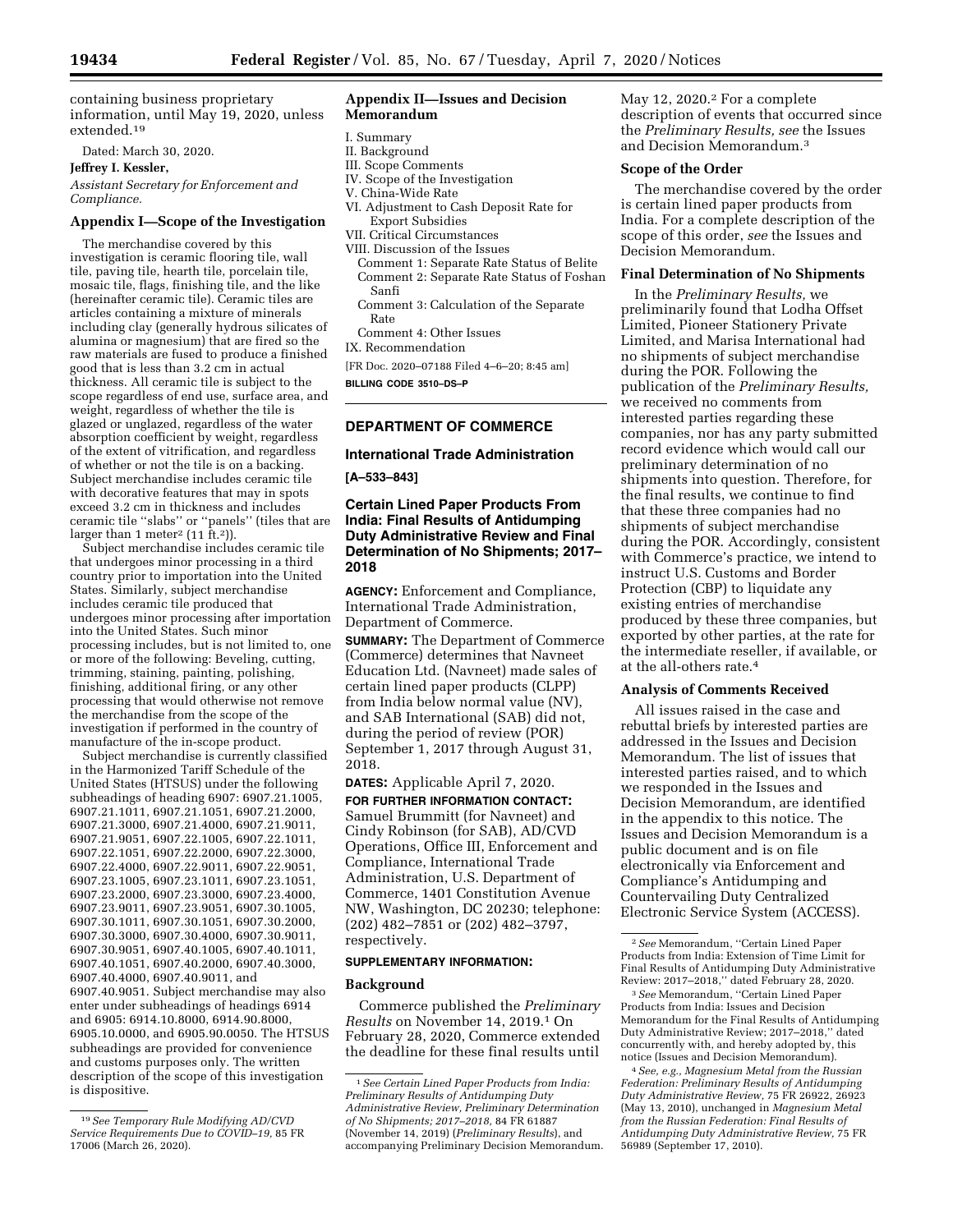containing business proprietary information, until May 19, 2020, unless extended.[19]

Dated: March 30, 2020.

**Jeffrey I. Kessler,**

*Assistant Secretary for Enforcement and Compliance.*

## Appendix I—Scope of the Investigation

The merchandise covered by this investigation is ceramic flooring tile, wall tile, paving tile, hearth tile, porcelain tile, mosaic tile, flags, finishing tile, and the like (hereinafter ceramic tile). Ceramic tiles are articles containing a mixture of minerals including clay (generally hydrous silicates of alumina or magnesium) that are fired so the raw materials are fused to produce a finished good that is less than 3.2 cm in actual thickness. All ceramic tile is subject to the scope regardless of end use, surface area, and weight, regardless of whether the tile is glazed or unglazed, regardless of the water absorption coefficient by weight, regardless of the extent of vitrification, and regardless of whether or not the tile is on a backing. Subject merchandise includes ceramic tile with decorative features that may in spots exceed 3.2 cm in thickness and includes ceramic tile ''slabs'' or ''panels'' (tiles that are larger than 1 meter$^2$ (11 ft.$^2$)).

Subject merchandise includes ceramic tile that undergoes minor processing in a third country prior to importation into the United States. Similarly, subject merchandise includes ceramic tile produced that undergoes minor processing after importation into the United States. Such minor processing includes, but is not limited to, one or more of the following: Beveling, cutting, trimming, staining, painting, polishing, finishing, additional firing, or any other processing that would otherwise not remove the merchandise from the scope of the investigation if performed in the country of manufacture of the in-scope product.

Subject merchandise is currently classified in the Harmonized Tariff Schedule of the United States (HTSUS) under the following subheadings of heading 6907: 6907.21.1005, 6907.21.1011, 6907.21.1051, 6907.21.2000, 6907.21.3000, 6907.21.4000, 6907.21.9011, 6907.21.9051, 6907.22.1005, 6907.22.1011, 6907.22.1051, 6907.22.2000, 6907.22.3000, 6907.22.4000, 6907.22.9011, 6907.22.9051, 6907.23.1005, 6907.23.1011, 6907.23.1051, 6907.23.2000, 6907.23.3000, 6907.23.4000, 6907.23.9011, 6907.23.9051, 6907.30.1005, 6907.30.1011, 6907.30.1051, 6907.30.2000, 6907.30.3000, 6907.30.4000, 6907.30.9011, 6907.30.9051, 6907.40.1005, 6907.40.1011, 6907.40.1051, 6907.40.2000, 6907.40.3000, 6907.40.4000, 6907.40.9011, and 6907.40.9051. Subject merchandise may also enter under subheadings of headings 6914 and 6905: 6914.10.8000, 6914.90.8000, 6905.10.0000, and 6905.90.0050. The HTSUS subheadings are provided for convenience and customs purposes only. The written description of the scope of this investigation is dispositive.

## Appendix II—Issues and Decision Memorandum

I. Summary
II. Background
III. Scope Comments
IV. Scope of the Investigation
V. China-Wide Rate
VI. Adjustment to Cash Deposit Rate for Export Subsidies
VII. Critical Circumstances
VIII. Discussion of the Issues
Comment 1: Separate Rate Status of Belite
Comment 2: Separate Rate Status of Foshan Sanfi
Comment 3: Calculation of the Separate Rate
Comment 4: Other Issues
IX. Recommendation

[FR Doc. 2020–07188 Filed 4–6–20; 8:45 am]

**BILLING CODE 3510–DS–P**

# DEPARTMENT OF COMMERCE

## International Trade Administration

**[A–533–843]**

## Certain Lined Paper Products From India: Final Results of Antidumping Duty Administrative Review and Final Determination of No Shipments; 2017–2018

**AGENCY:** Enforcement and Compliance, International Trade Administration, Department of Commerce.

**SUMMARY:** The Department of Commerce (Commerce) determines that Navneet Education Ltd. (Navneet) made sales of certain lined paper products (CLPP) from India below normal value (NV), and SAB International (SAB) did not, during the period of review (POR) September 1, 2017 through August 31, 2018.

**DATES:** Applicable April 7, 2020.

**FOR FURTHER INFORMATION CONTACT:** Samuel Brummitt (for Navneet) and Cindy Robinson (for SAB), AD/CVD Operations, Office III, Enforcement and Compliance, International Trade Administration, U.S. Department of Commerce, 1401 Constitution Avenue NW, Washington, DC 20230; telephone: (202) 482–7851 or (202) 482–3797, respectively.

**SUPPLEMENTARY INFORMATION:**

### Background

Commerce published the *Preliminary Results* on November 14, 2019.[1] On February 28, 2020, Commerce extended the deadline for these final results until May 12, 2020.[2] For a complete description of events that occurred since the *Preliminary Results, see* the Issues and Decision Memorandum.[3]

### Scope of the Order

The merchandise covered by the order is certain lined paper products from India. For a complete description of the scope of this order, *see* the Issues and Decision Memorandum.

### Final Determination of No Shipments

In the *Preliminary Results,* we preliminarily found that Lodha Offset Limited, Pioneer Stationery Private Limited, and Marisa International had no shipments of subject merchandise during the POR. Following the publication of the *Preliminary Results,* we received no comments from interested parties regarding these companies, nor has any party submitted record evidence which would call our preliminary determination of no shipments into question. Therefore, for the final results, we continue to find that these three companies had no shipments of subject merchandise during the POR. Accordingly, consistent with Commerce's practice, we intend to instruct U.S. Customs and Border Protection (CBP) to liquidate any existing entries of merchandise produced by these three companies, but exported by other parties, at the rate for the intermediate reseller, if available, or at the all-others rate.[4]

### Analysis of Comments Received

All issues raised in the case and rebuttal briefs by interested parties are addressed in the Issues and Decision Memorandum. The list of issues that interested parties raised, and to which we responded in the Issues and Decision Memorandum, are identified in the appendix to this notice. The Issues and Decision Memorandum is a public document and is on file electronically via Enforcement and Compliance's Antidumping and Countervailing Duty Centralized Electronic Service System (ACCESS).

---

[19] *See Temporary Rule Modifying AD/CVD Service Requirements Due to COVID–19,* 85 FR 17006 (March 26, 2020).

[1] *See Certain Lined Paper Products from India: Preliminary Results of Antidumping Duty Administrative Review, Preliminary Determination of No Shipments; 2017–2018,* 84 FR 61887 (November 14, 2019) (*Preliminary Results*), and accompanying Preliminary Decision Memorandum.

[2] *See* Memorandum, ''Certain Lined Paper Products from India: Extension of Time Limit for Final Results of Antidumping Duty Administrative Review: 2017–2018,'' dated February 28, 2020.

[3] *See* Memorandum, ''Certain Lined Paper Products from India: Issues and Decision Memorandum for the Final Results of Antidumping Duty Administrative Review; 2017–2018,'' dated concurrently with, and hereby adopted by, this notice (Issues and Decision Memorandum).

[4] *See, e.g., Magnesium Metal from the Russian Federation: Preliminary Results of Antidumping Duty Administrative Review,* 75 FR 26922, 26923 (May 13, 2010), unchanged in *Magnesium Metal from the Russian Federation: Final Results of Antidumping Duty Administrative Review,* 75 FR 56989 (September 17, 2010).